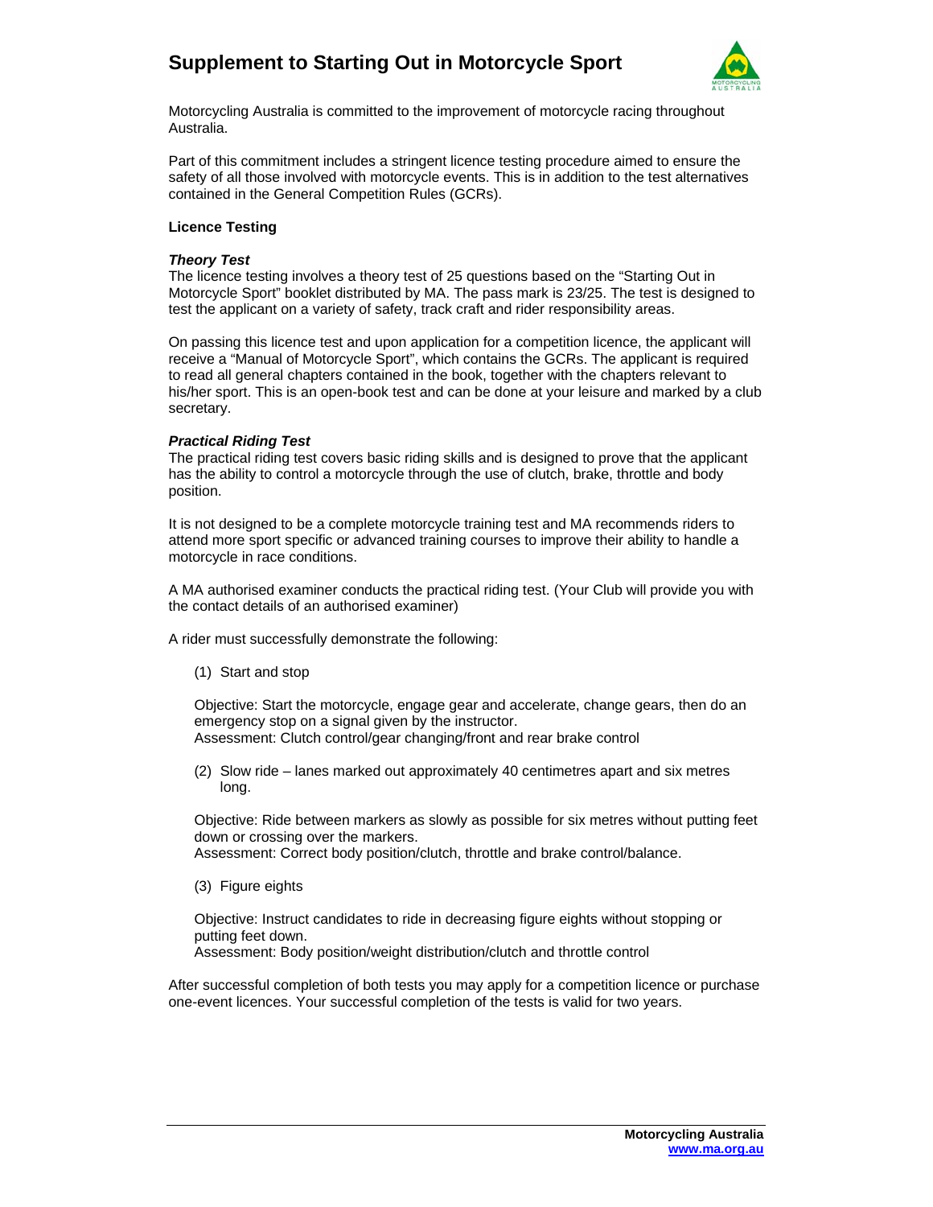# Supplement to Starting Out in Motorcycle Sport

Motorcycling Australia is committed to the improvement of motorcycle racing throughout Australia.

Part of this commitment includes a stringent licence testing procedure aimed to ensure the safety of all those involved with motorcycle events. This is in addition to the test alternatives contained in the General Competition Rules (GCRs).

**Licence Testing**

***Theory Test***

The licence testing involves a theory test of 25 questions based on the "Starting Out in Motorcycle Sport" booklet distributed by MA. The pass mark is 23/25. The test is designed to test the applicant on a variety of safety, track craft and rider responsibility areas.

On passing this licence test and upon application for a competition licence, the applicant will receive a "Manual of Motorcycle Sport", which contains the GCRs. The applicant is required to read all general chapters contained in the book, together with the chapters relevant to his/her sport. This is an open-book test and can be done at your leisure and marked by a club secretary.

***Practical Riding Test***

The practical riding test covers basic riding skills and is designed to prove that the applicant has the ability to control a motorcycle through the use of clutch, brake, throttle and body position.

It is not designed to be a complete motorcycle training test and MA recommends riders to attend more sport specific or advanced training courses to improve their ability to handle a motorcycle in race conditions.

A MA authorised examiner conducts the practical riding test. (Your Club will provide you with the contact details of an authorised examiner)

A rider must successfully demonstrate the following:

(1) Start and stop

Objective: Start the motorcycle, engage gear and accelerate, change gears, then do an emergency stop on a signal given by the instructor.
Assessment: Clutch control/gear changing/front and rear brake control

(2) Slow ride – lanes marked out approximately 40 centimetres apart and six metres long.

Objective: Ride between markers as slowly as possible for six metres without putting feet down or crossing over the markers.
Assessment: Correct body position/clutch, throttle and brake control/balance.

(3) Figure eights

Objective: Instruct candidates to ride in decreasing figure eights without stopping or putting feet down.
Assessment: Body position/weight distribution/clutch and throttle control

After successful completion of both tests you may apply for a competition licence or purchase one-event licences. Your successful completion of the tests is valid for two years.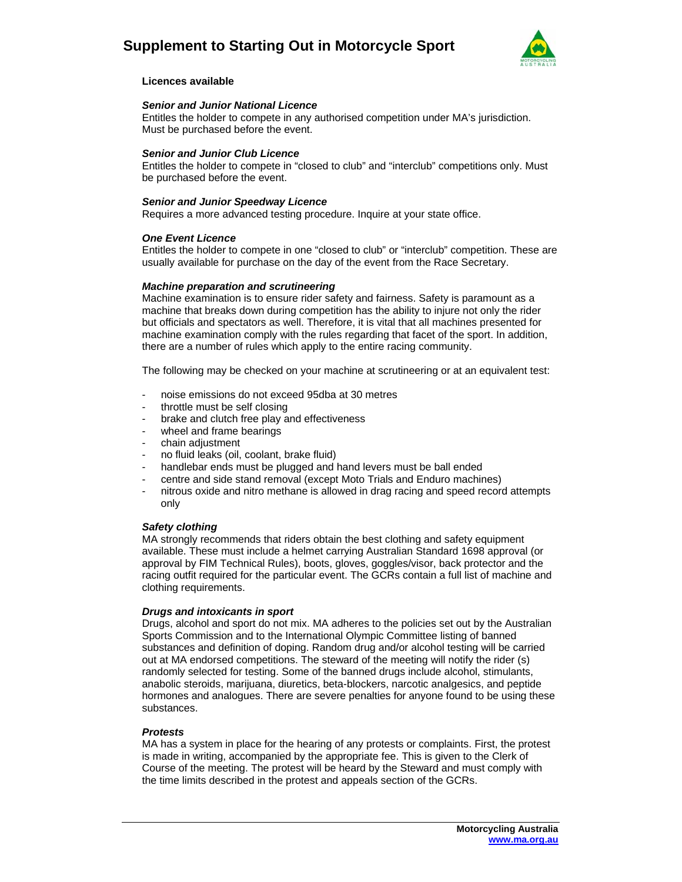**Licences available**

***Senior and Junior National Licence***
Entitles the holder to compete in any authorised competition under MA's jurisdiction. Must be purchased before the event.

***Senior and Junior Club Licence***
Entitles the holder to compete in "closed to club" and "interclub" competitions only. Must be purchased before the event.

***Senior and Junior Speedway Licence***
Requires a more advanced testing procedure. Inquire at your state office.

***One Event Licence***
Entitles the holder to compete in one "closed to club" or "interclub" competition. These are usually available for purchase on the day of the event from the Race Secretary.

***Machine preparation and scrutineering***
Machine examination is to ensure rider safety and fairness. Safety is paramount as a machine that breaks down during competition has the ability to injure not only the rider but officials and spectators as well. Therefore, it is vital that all machines presented for machine examination comply with the rules regarding that facet of the sport. In addition, there are a number of rules which apply to the entire racing community.

The following may be checked on your machine at scrutineering or at an equivalent test:

- noise emissions do not exceed 95dba at 30 metres
- throttle must be self closing
- brake and clutch free play and effectiveness
- wheel and frame bearings
- chain adjustment
- no fluid leaks (oil, coolant, brake fluid)
- handlebar ends must be plugged and hand levers must be ball ended
- centre and side stand removal (except Moto Trials and Enduro machines)
- nitrous oxide and nitro methane is allowed in drag racing and speed record attempts only

***Safety clothing***
MA strongly recommends that riders obtain the best clothing and safety equipment available. These must include a helmet carrying Australian Standard 1698 approval (or approval by FIM Technical Rules), boots, gloves, goggles/visor, back protector and the racing outfit required for the particular event. The GCRs contain a full list of machine and clothing requirements.

***Drugs and intoxicants in sport***
Drugs, alcohol and sport do not mix. MA adheres to the policies set out by the Australian Sports Commission and to the International Olympic Committee listing of banned substances and definition of doping. Random drug and/or alcohol testing will be carried out at MA endorsed competitions. The steward of the meeting will notify the rider (s) randomly selected for testing. Some of the banned drugs include alcohol, stimulants, anabolic steroids, marijuana, diuretics, beta-blockers, narcotic analgesics, and peptide hormones and analogues. There are severe penalties for anyone found to be using these substances.

***Protests***
MA has a system in place for the hearing of any protests or complaints. First, the protest is made in writing, accompanied by the appropriate fee. This is given to the Clerk of Course of the meeting. The protest will be heard by the Steward and must comply with the time limits described in the protest and appeals section of the GCRs.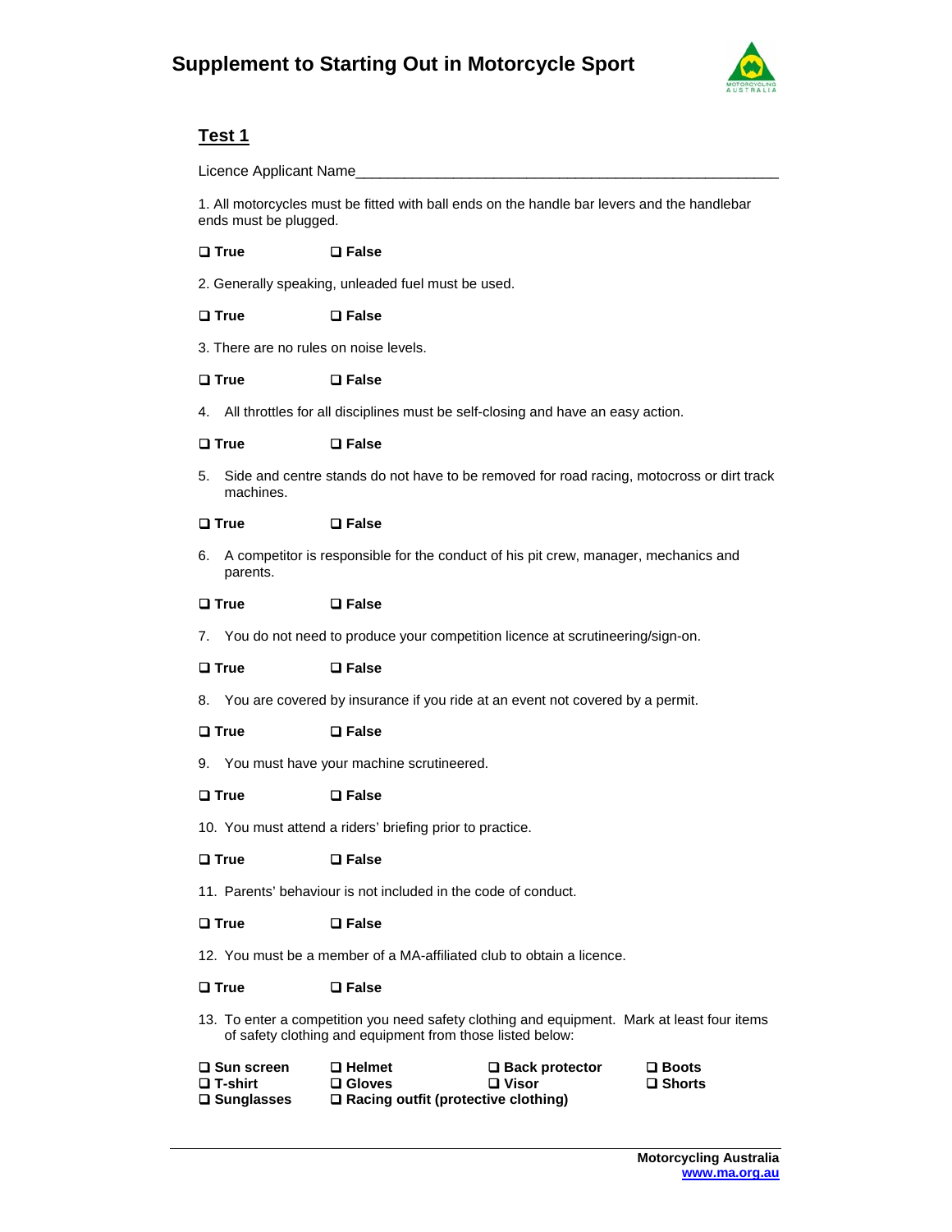# Supplement to Starting Out in Motorcycle Sport

## Test 1

Licence Applicant Name_____________________________________________________

1. All motorcycles must be fitted with ball ends on the handle bar levers and the handlebar ends must be plugged.

❑ **True** ❑ **False**

2. Generally speaking, unleaded fuel must be used.

❑ **True** ❑ **False**

3. There are no rules on noise levels.

❑ **True** ❑ **False**

4. All throttles for all disciplines must be self-closing and have an easy action.

❑ **True** ❑ **False**

5. Side and centre stands do not have to be removed for road racing, motocross or dirt track machines.

❑ **True** ❑ **False**

6. A competitor is responsible for the conduct of his pit crew, manager, mechanics and parents.

❑ **True** ❑ **False**

7. You do not need to produce your competition licence at scrutineering/sign-on.

❑ **True** ❑ **False**

8. You are covered by insurance if you ride at an event not covered by a permit.

❑ **True** ❑ **False**

9. You must have your machine scrutineered.

❑ **True** ❑ **False**

10. You must attend a riders' briefing prior to practice.

❑ **True** ❑ **False**

11. Parents' behaviour is not included in the code of conduct.

❑ **True** ❑ **False**

12. You must be a member of a MA-affiliated club to obtain a licence.

❑ **True** ❑ **False**

13. To enter a competition you need safety clothing and equipment. Mark at least four items of safety clothing and equipment from those listed below:

❑ **Sun screen** ❑ **Helmet** ❑ **Back protector** ❑ **Boots**
❑ **T-shirt** ❑ **Gloves** ❑ **Visor** ❑ **Shorts**
❑ **Sunglasses** ❑ **Racing outfit (protective clothing)**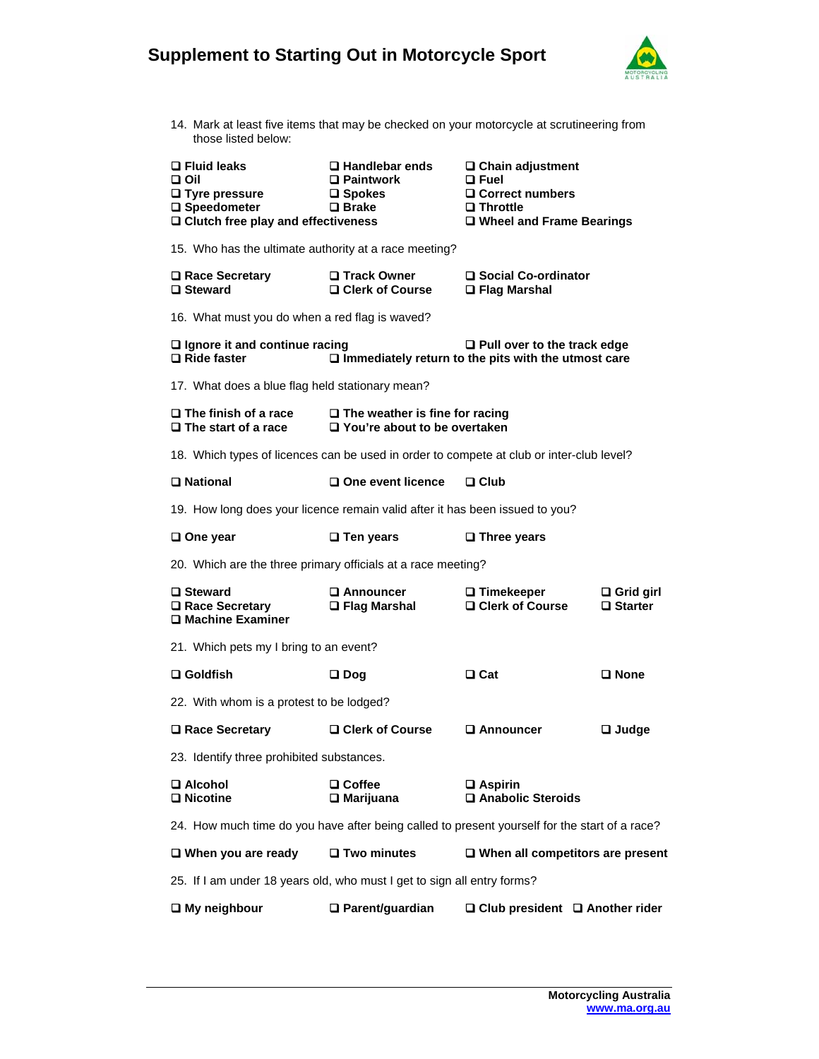14. Mark at least five items that may be checked on your motorcycle at scrutineering from those listed below:

- ❑ **Fluid leaks**
- ❑ **Oil**
- ❑ **Tyre pressure**
- ❑ **Speedometer**
- ❑ **Clutch free play and effectiveness**
- ❑ **Handlebar ends**
- ❑ **Paintwork**
- ❑ **Spokes**
- ❑ **Brake**
- ❑ **Chain adjustment**
- ❑ **Fuel**
- ❑ **Correct numbers**
- ❑ **Throttle**
- ❑ **Wheel and Frame Bearings**

15. Who has the ultimate authority at a race meeting?

- ❑ **Race Secretary**
- ❑ **Steward**
- ❑ **Track Owner**
- ❑ **Clerk of Course**
- ❑ **Social Co-ordinator**
- ❑ **Flag Marshal**

16. What must you do when a red flag is waved?

- ❑ **Ignore it and continue racing**
- ❑ **Ride faster**
- ❑ **Pull over to the track edge**
- ❑ **Immediately return to the pits with the utmost care**

17. What does a blue flag held stationary mean?

- ❑ **The finish of a race**
- ❑ **The start of a race**
- ❑ **The weather is fine for racing**
- ❑ **You're about to be overtaken**

18. Which types of licences can be used in order to compete at club or inter-club level?

- ❑ **National**
- ❑ **One event licence**
- ❑ **Club**

19. How long does your licence remain valid after it has been issued to you?

- ❑ **One year**
- ❑ **Ten years**
- ❑ **Three years**

20. Which are the three primary officials at a race meeting?

- ❑ **Steward**
- ❑ **Race Secretary**
- ❑ **Machine Examiner**
- ❑ **Announcer**
- ❑ **Flag Marshal**
- ❑ **Timekeeper**
- ❑ **Clerk of Course**
- ❑ **Grid girl**
- ❑ **Starter**

21. Which pets my I bring to an event?

- ❑ **Goldfish**
- ❑ **Dog**
- ❑ **Cat**
- ❑ **None**

22. With whom is a protest to be lodged?

- ❑ **Race Secretary**
- ❑ **Clerk of Course**
- ❑ **Announcer**
- ❑ **Judge**

23. Identify three prohibited substances.

- ❑ **Alcohol**
- ❑ **Nicotine**
- ❑ **Coffee**
- ❑ **Marijuana**
- ❑ **Aspirin**
- ❑ **Anabolic Steroids**

24. How much time do you have after being called to present yourself for the start of a race?

- ❑ **When you are ready**
- ❑ **Two minutes**
- ❑ **When all competitors are present**

25. If I am under 18 years old, who must I get to sign all entry forms?

- ❑ **My neighbour**
- ❑ **Parent/guardian**
- ❑ **Club president**
- ❑ **Another rider**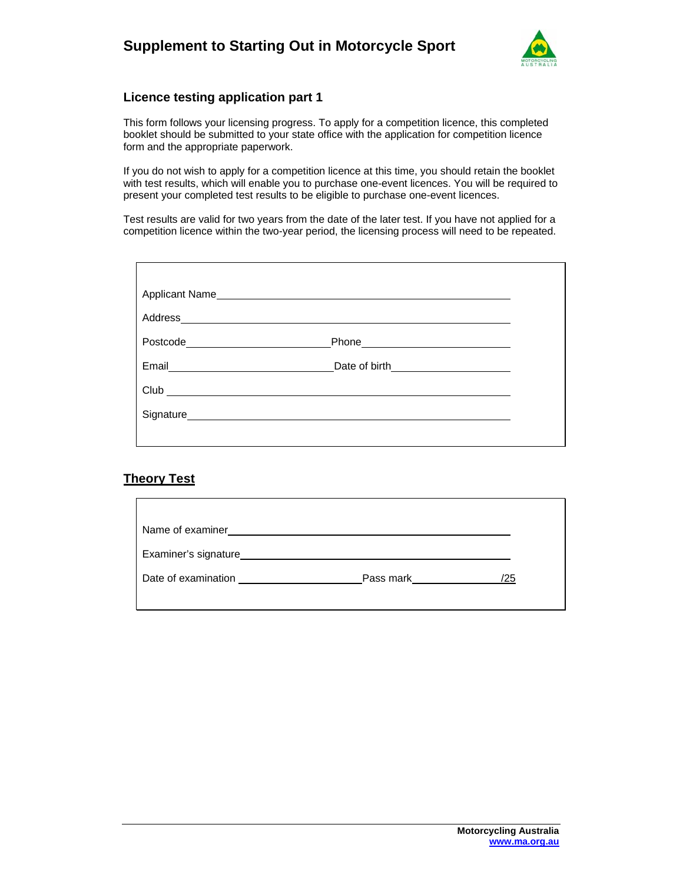# Supplement to Starting Out in Motorcycle Sport

## Licence testing application part 1

This form follows your licensing progress. To apply for a competition licence, this completed booklet should be submitted to your state office with the application for competition licence form and the appropriate paperwork.

If you do not wish to apply for a competition licence at this time, you should retain the booklet with test results, which will enable you to purchase one-event licences. You will be required to present your completed test results to be eligible to purchase one-event licences.

Test results are valid for two years from the date of the later test. If you have not applied for a competition licence within the two-year period, the licensing process will need to be repeated.

Applicant Name\_\_\_\_\_\_\_\_\_\_\_\_\_\_\_\_\_\_\_\_\_\_\_\_\_\_\_\_\_\_\_\_\_\_\_\_\_\_\_\_

Address\_\_\_\_\_\_\_\_\_\_\_\_\_\_\_\_\_\_\_\_\_\_\_\_\_\_\_\_\_\_\_\_\_\_\_\_\_\_\_\_\_\_\_\_\_

Postcode\_\_\_\_\_\_\_\_\_\_\_\_\_\_\_\_\_\_\_\_ Phone\_\_\_\_\_\_\_\_\_\_\_\_\_\_\_\_\_\_\_\_

Email\_\_\_\_\_\_\_\_\_\_\_\_\_\_\_\_\_\_\_\_\_\_\_ Date of birth\_\_\_\_\_\_\_\_\_\_\_\_\_\_\_\_

Club\_\_\_\_\_\_\_\_\_\_\_\_\_\_\_\_\_\_\_\_\_\_\_\_\_\_\_\_\_\_\_\_\_\_\_\_\_\_\_\_\_\_\_\_\_\_\_\_

Signature\_\_\_\_\_\_\_\_\_\_\_\_\_\_\_\_\_\_\_\_\_\_\_\_\_\_\_\_\_\_\_\_\_\_\_\_\_\_\_\_\_\_\_\_

## Theory Test

Name of examiner\_\_\_\_\_\_\_\_\_\_\_\_\_\_\_\_\_\_\_\_\_\_\_\_\_\_\_\_\_\_\_\_\_\_\_\_\_\_

Examiner's signature\_\_\_\_\_\_\_\_\_\_\_\_\_\_\_\_\_\_\_\_\_\_\_\_\_\_\_\_\_\_\_\_\_\_\_

Date of examination \_\_\_\_\_\_\_\_\_\_\_\_\_\_\_\_\_\_\_ Pass mark\_\_\_\_\_\_\_\_\_\_\_\_\_/25

Motorcycling Australia
www.ma.org.au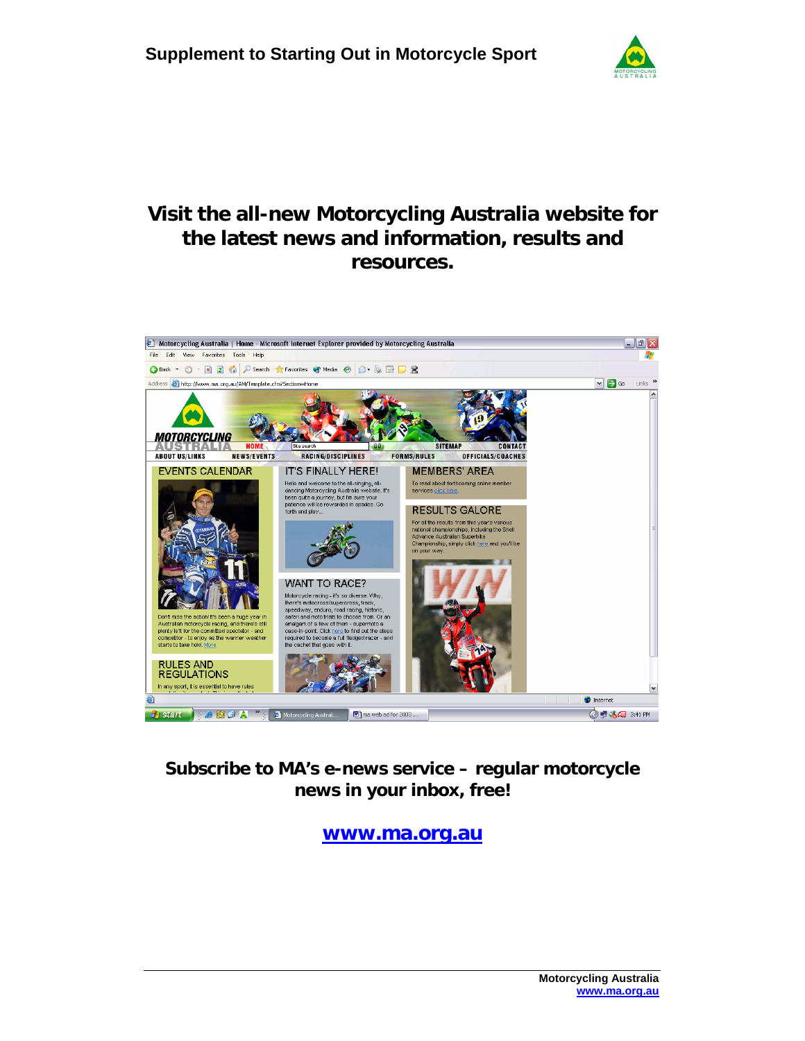**Visit the all-new Motorcycling Australia website for the latest news and information, results and resources.**

**Subscribe to MA's e-news service – regular motorcycle news in your inbox, free!**

**www.ma.org.au**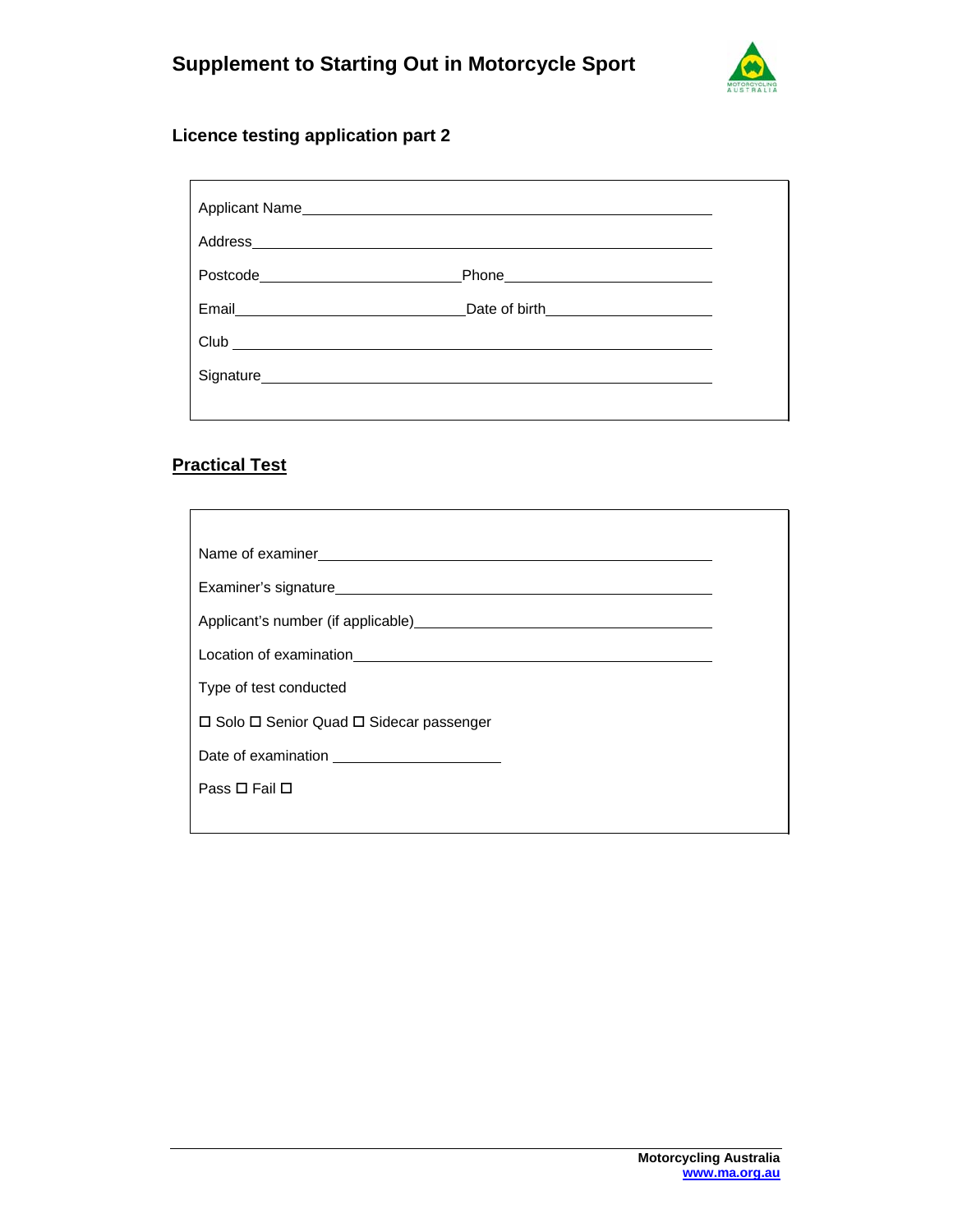## Licence testing application part 2

Applicant Name\_\_\_\_\_\_\_\_\_\_\_\_\_\_\_\_\_\_\_\_\_\_\_\_\_\_\_\_\_\_\_\_\_\_\_\_\_\_\_\_

Address\_\_\_\_\_\_\_\_\_\_\_\_\_\_\_\_\_\_\_\_\_\_\_\_\_\_\_\_\_\_\_\_\_\_\_\_\_\_\_\_\_\_\_\_

Postcode\_\_\_\_\_\_\_\_\_\_\_\_\_\_\_\_\_\_\_\_ Phone\_\_\_\_\_\_\_\_\_\_\_\_\_\_\_\_\_\_\_\_

Email\_\_\_\_\_\_\_\_\_\_\_\_\_\_\_\_\_\_\_\_\_\_\_ Date of birth\_\_\_\_\_\_\_\_\_\_\_\_\_\_\_\_

Club \_\_\_\_\_\_\_\_\_\_\_\_\_\_\_\_\_\_\_\_\_\_\_\_\_\_\_\_\_\_\_\_\_\_\_\_\_\_\_\_\_\_\_\_\_\_

Signature\_\_\_\_\_\_\_\_\_\_\_\_\_\_\_\_\_\_\_\_\_\_\_\_\_\_\_\_\_\_\_\_\_\_\_\_\_\_\_\_\_\_

## Practical Test

Name of examiner\_\_\_\_\_\_\_\_\_\_\_\_\_\_\_\_\_\_\_\_\_\_\_\_\_\_\_\_\_\_\_\_\_\_\_\_\_\_

Examiner's signature\_\_\_\_\_\_\_\_\_\_\_\_\_\_\_\_\_\_\_\_\_\_\_\_\_\_\_\_\_\_\_\_\_\_\_

Applicant's number (if applicable)\_\_\_\_\_\_\_\_\_\_\_\_\_\_\_\_\_\_\_\_\_\_\_\_\_\_

Location of examination\_\_\_\_\_\_\_\_\_\_\_\_\_\_\_\_\_\_\_\_\_\_\_\_\_\_\_\_\_\_\_\_\_\_

Type of test conducted

☐ Solo ☐ Senior Quad ☐ Sidecar passenger

Date of examination \_\_\_\_\_\_\_\_\_\_\_\_\_\_\_\_

Pass ☐ Fail ☐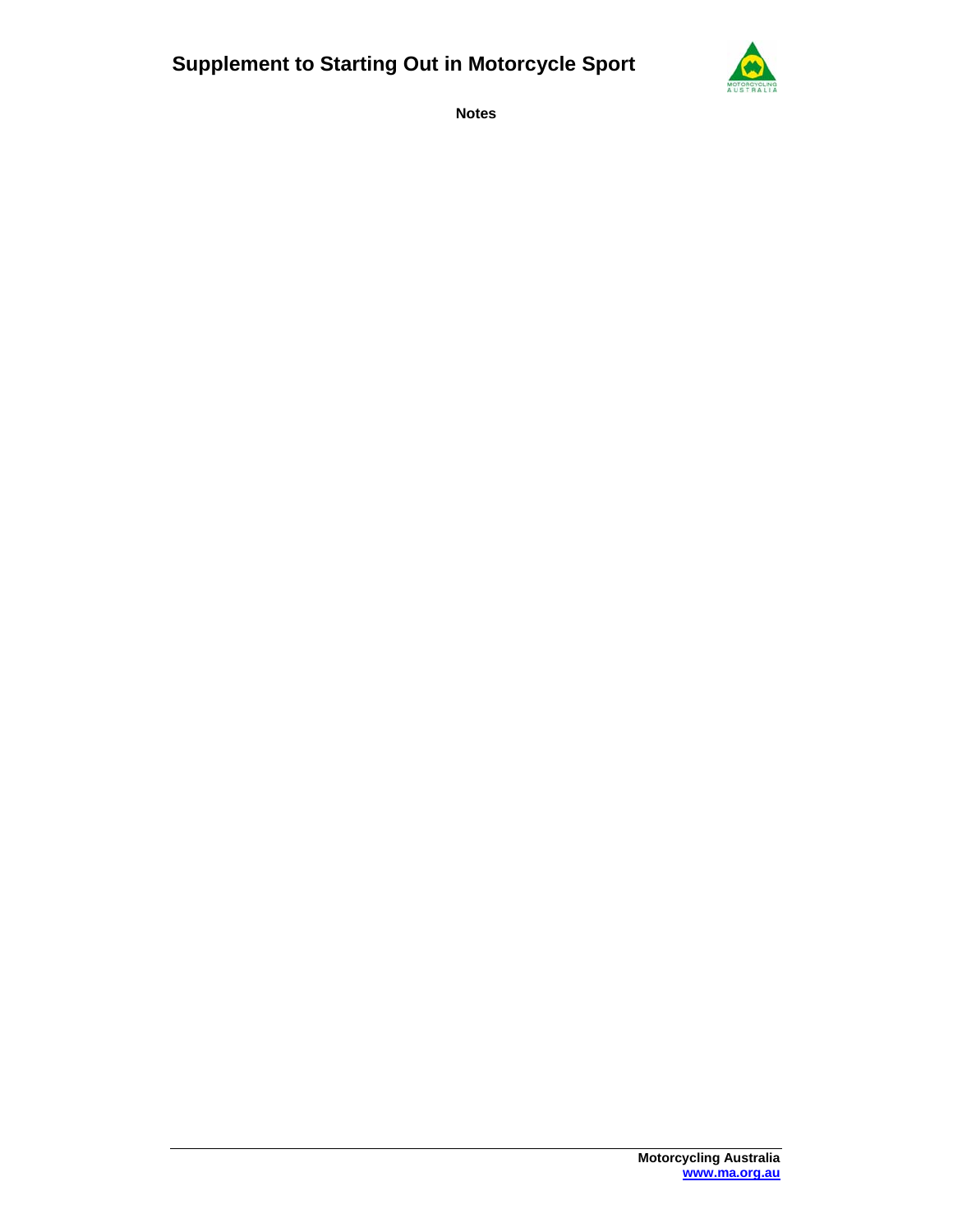**Notes**